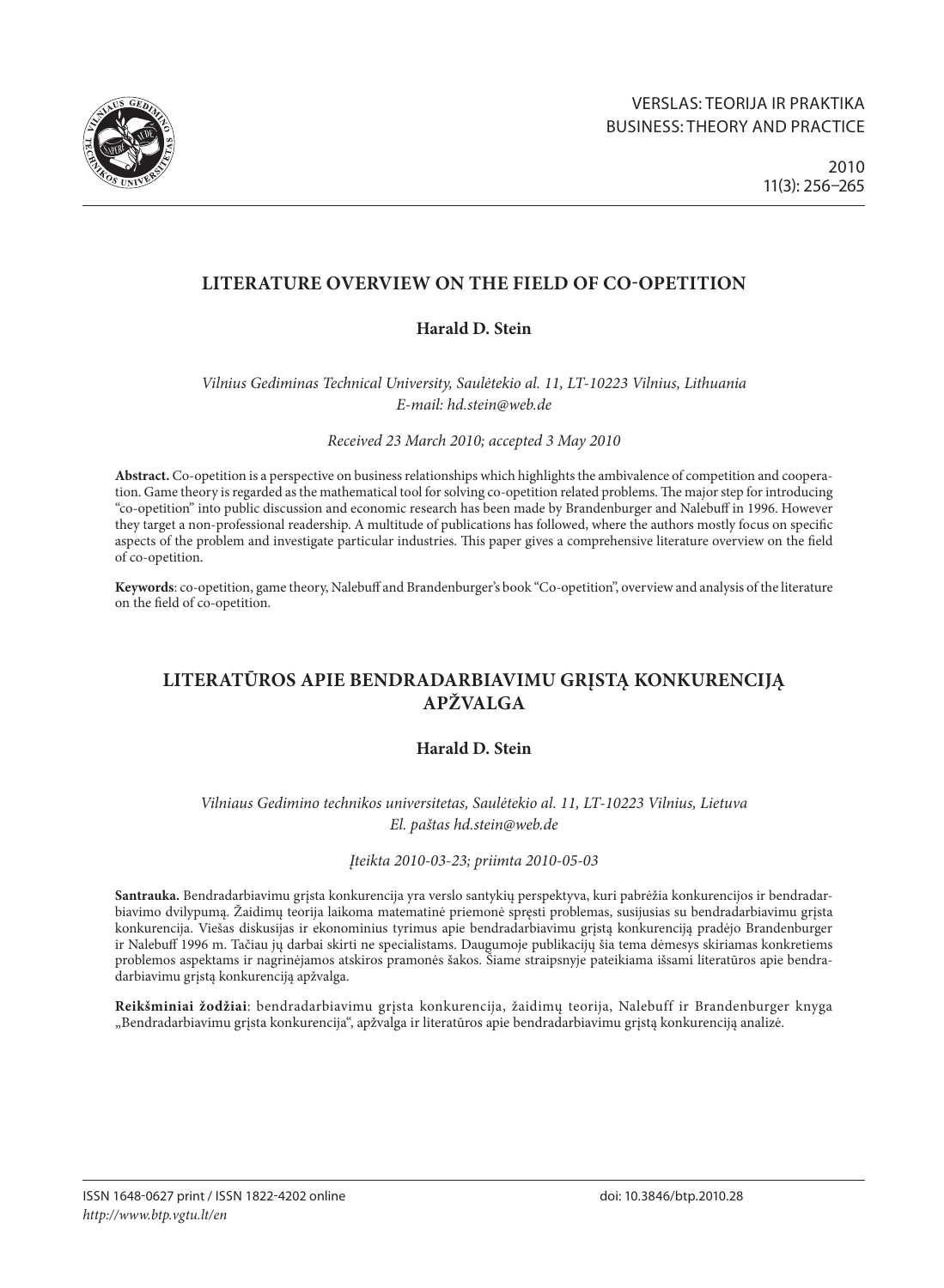# LITERATURE OVERVIEW ON THE FIELD OF CO-OPETITION

**Harald D. Stein**

*Vilnius Gediminas Technical University, Saulėtekio al. 11, LT-10223 Vilnius, Lithuania*
*E-mail: hd.stein@web.de*

*Received 23 March 2010; accepted 3 May 2010*

**Abstract.** Co-opetition is a perspective on business relationships which highlights the ambivalence of competition and cooperation. Game theory is regarded as the mathematical tool for solving co-opetition related problems. The major step for introducing "co-opetition" into public discussion and economic research has been made by Brandenburger and Nalebuff in 1996. However they target a non-professional readership. A multitude of publications has followed, where the authors mostly focus on specific aspects of the problem and investigate particular industries. This paper gives a comprehensive literature overview on the field of co-opetition.

**Keywords**: co-opetition, game theory, Nalebuff and Brandenburger's book "Co-opetition", overview and analysis of the literature on the field of co-opetition.

# LITERATŪROS APIE BENDRADARBIAVIMU GRĮSTĄ KONKURENCIJĄ APŽVALGA

**Harald D. Stein**

*Vilniaus Gedimino technikos universitetas, Saulėtekio al. 11, LT-10223 Vilnius, Lietuva*
*El. paštas hd.stein@web.de*

*Įteikta 2010-03-23; priimta 2010-05-03*

**Santrauka.** Bendradarbiavimu grįsta konkurencija yra verslo santykių perspektyva, kuri pabrėžia konkurencijos ir bendradarbiavimo dvilypumą. Žaidimų teorija laikoma matematinė priemonė spręsti problemas, susijusias su bendradarbiavimu grįsta konkurencija. Viešas diskusijas ir ekonominius tyrimus apie bendradarbiavimu grįstą konkurenciją pradėjo Brandenburger ir Nalebuff 1996 m. Tačiau jų darbai skirti ne specialistams. Daugumoje publikacijų šia tema dėmesys skiriamas konkretiems problemos aspektams ir nagrinėjamos atskiros pramonės šakos. Šiame straipsnyje pateikiama išsami literatūros apie bendradarbiavimu grįstą konkurenciją apžvalga.

**Reikšminiai žodžiai**: bendradarbiavimu grįsta konkurencija, žaidimų teorija, Nalebuff ir Brandenburger knyga „Bendradarbiavimu grįsta konkurencija", apžvalga ir literatūros apie bendradarbiavimu grįstą konkurenciją analizė.

ISSN 1648-0627 print / ISSN 1822-4202 online
*http://www.btp.vgtu.lt/en*

doi: 10.3846/btp.2010.28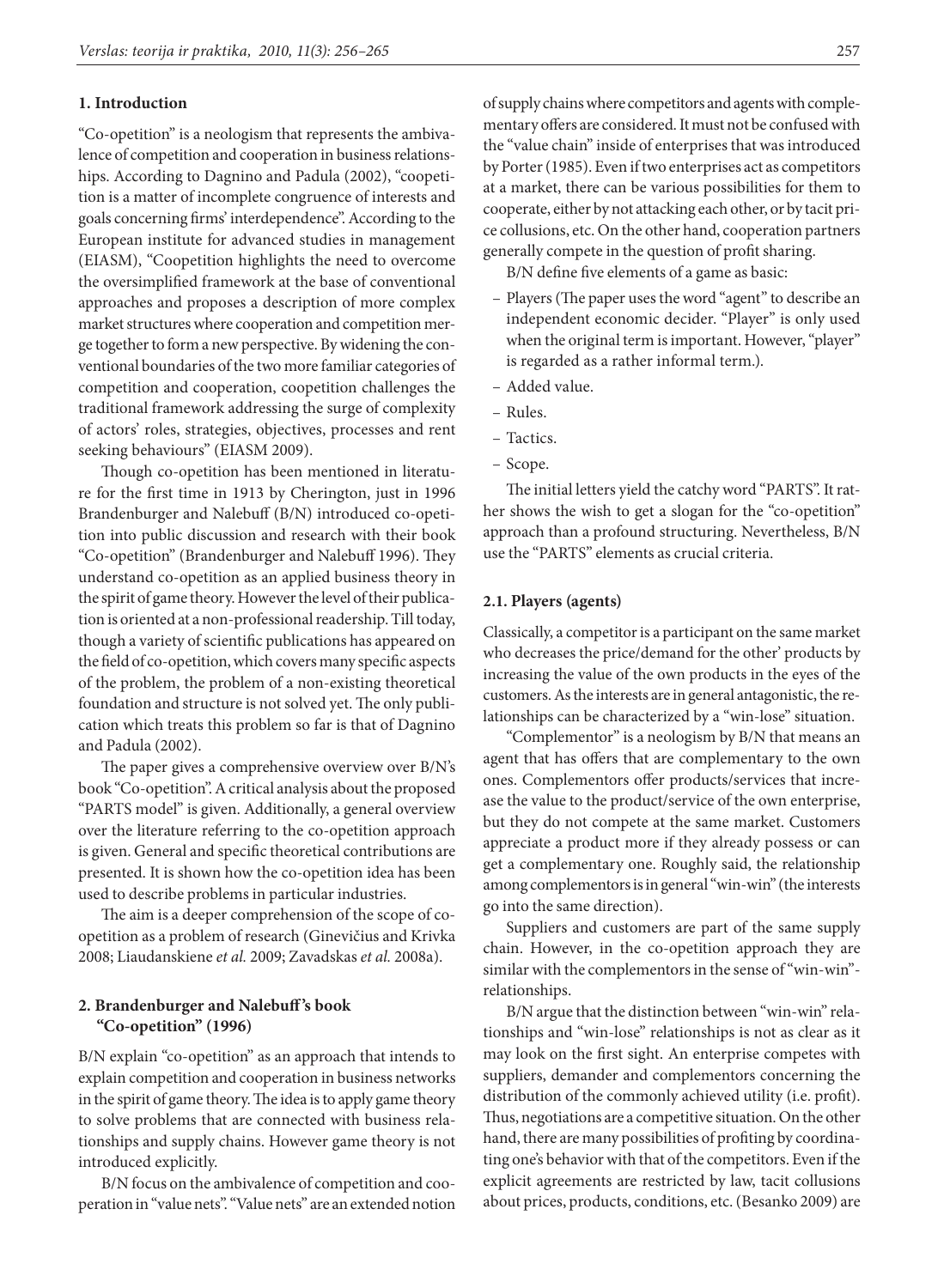## 1. Introduction

"Co-opetition" is a neologism that represents the ambivalence of competition and cooperation in business relationships. According to Dagnino and Padula (2002), "coopetition is a matter of incomplete congruence of interests and goals concerning firms' interdependence". According to the European institute for advanced studies in management (EIASM), "Coopetition highlights the need to overcome the oversimplified framework at the base of conventional approaches and proposes a description of more complex market structures where cooperation and competition merge together to form a new perspective. By widening the conventional boundaries of the two more familiar categories of competition and cooperation, coopetition challenges the traditional framework addressing the surge of complexity of actors' roles, strategies, objectives, processes and rent seeking behaviours" (EIASM 2009).

Though co-opetition has been mentioned in literature for the first time in 1913 by Cherington, just in 1996 Brandenburger and Nalebuff (B/N) introduced co-opetition into public discussion and research with their book "Co-opetition" (Brandenburger and Nalebuff 1996). They understand co-opetition as an applied business theory in the spirit of game theory. However the level of their publication is oriented at a non-professional readership. Till today, though a variety of scientific publications has appeared on the field of co-opetition, which covers many specific aspects of the problem, the problem of a non-existing theoretical foundation and structure is not solved yet. The only publication which treats this problem so far is that of Dagnino and Padula (2002).

The paper gives a comprehensive overview over B/N's book "Co-opetition". A critical analysis about the proposed "PARTS model" is given. Additionally, a general overview over the literature referring to the co-opetition approach is given. General and specific theoretical contributions are presented. It is shown how the co-opetition idea has been used to describe problems in particular industries.

The aim is a deeper comprehension of the scope of co-opetition as a problem of research (Ginevičius and Krivka 2008; Liaudanskiene *et al.* 2009; Zavadskas *et al.* 2008a).

## 2. Brandenburger and Nalebuff's book "Co-opetition" (1996)

B/N explain "co-opetition" as an approach that intends to explain competition and cooperation in business networks in the spirit of game theory. The idea is to apply game theory to solve problems that are connected with business relationships and supply chains. However game theory is not introduced explicitly.

B/N focus on the ambivalence of competition and cooperation in "value nets". "Value nets" are an extended notion of supply chains where competitors and agents with complementary offers are considered. It must not be confused with the "value chain" inside of enterprises that was introduced by Porter (1985). Even if two enterprises act as competitors at a market, there can be various possibilities for them to cooperate, either by not attacking each other, or by tacit price collusions, etc. On the other hand, cooperation partners generally compete in the question of profit sharing.

B/N define five elements of a game as basic:

– Players (The paper uses the word "agent" to describe an independent economic decider. "Player" is only used when the original term is important. However, "player" is regarded as a rather informal term.).
– Added value.
– Rules.
– Tactics.
– Scope.

The initial letters yield the catchy word "PARTS". It rather shows the wish to get a slogan for the "co-opetition" approach than a profound structuring. Nevertheless, B/N use the "PARTS" elements as crucial criteria.

### 2.1. Players (agents)

Classically, a competitor is a participant on the same market who decreases the price/demand for the other' products by increasing the value of the own products in the eyes of the customers. As the interests are in general antagonistic, the relationships can be characterized by a "win-lose" situation.

"Complementor" is a neologism by B/N that means an agent that has offers that are complementary to the own ones. Complementors offer products/services that increase the value to the product/service of the own enterprise, but they do not compete at the same market. Customers appreciate a product more if they already possess or can get a complementary one. Roughly said, the relationship among complementors is in general "win-win" (the interests go into the same direction).

Suppliers and customers are part of the same supply chain. However, in the co-opetition approach they are similar with the complementors in the sense of "win-win"-relationships.

B/N argue that the distinction between "win-win" relationships and "win-lose" relationships is not as clear as it may look on the first sight. An enterprise competes with suppliers, demander and complementors concerning the distribution of the commonly achieved utility (i.e. profit). Thus, negotiations are a competitive situation. On the other hand, there are many possibilities of profiting by coordinating one's behavior with that of the competitors. Even if the explicit agreements are restricted by law, tacit collusions about prices, products, conditions, etc. (Besanko 2009) are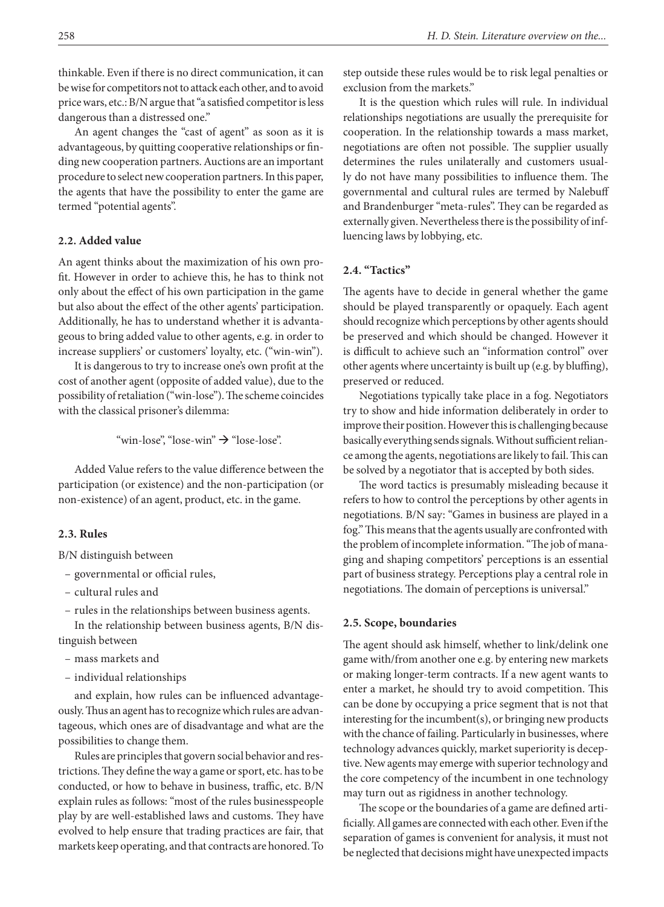thinkable. Even if there is no direct communication, it can be wise for competitors not to attack each other, and to avoid price wars, etc.: B/N argue that "a satisfied competitor is less dangerous than a distressed one."

An agent changes the "cast of agent" as soon as it is advantageous, by quitting cooperative relationships or finding new cooperation partners. Auctions are an important procedure to select new cooperation partners. In this paper, the agents that have the possibility to enter the game are termed "potential agents".

### 2.2. Added value

An agent thinks about the maximization of his own profit. However in order to achieve this, he has to think not only about the effect of his own participation in the game but also about the effect of the other agents' participation. Additionally, he has to understand whether it is advantageous to bring added value to other agents, e.g. in order to increase suppliers' or customers' loyalty, etc. ("win-win").

It is dangerous to try to increase one's own profit at the cost of another agent (opposite of added value), due to the possibility of retaliation ("win-lose"). The scheme coincides with the classical prisoner's dilemma:

"win-lose", "lose-win" → "lose-lose".

Added Value refers to the value difference between the participation (or existence) and the non-participation (or non-existence) of an agent, product, etc. in the game.

### 2.3. Rules

B/N distinguish between

- governmental or official rules,
- cultural rules and
- rules in the relationships between business agents.

In the relationship between business agents, B/N distinguish between

- mass markets and
- individual relationships

and explain, how rules can be influenced advantageously. Thus an agent has to recognize which rules are advantageous, which ones are of disadvantage and what are the possibilities to change them.

Rules are principles that govern social behavior and restrictions. They define the way a game or sport, etc. has to be conducted, or how to behave in business, traffic, etc. B/N explain rules as follows: "most of the rules businesspeople play by are well-established laws and customs. They have evolved to help ensure that trading practices are fair, that markets keep operating, and that contracts are honored. To step outside these rules would be to risk legal penalties or exclusion from the markets."

It is the question which rules will rule. In individual relationships negotiations are usually the prerequisite for cooperation. In the relationship towards a mass market, negotiations are often not possible. The supplier usually determines the rules unilaterally and customers usually do not have many possibilities to influence them. The governmental and cultural rules are termed by Nalebuff and Brandenburger "meta-rules". They can be regarded as externally given. Nevertheless there is the possibility of influencing laws by lobbying, etc.

### 2.4. "Tactics"

The agents have to decide in general whether the game should be played transparently or opaquely. Each agent should recognize which perceptions by other agents should be preserved and which should be changed. However it is difficult to achieve such an "information control" over other agents where uncertainty is built up (e.g. by bluffing), preserved or reduced.

Negotiations typically take place in a fog. Negotiators try to show and hide information deliberately in order to improve their position. However this is challenging because basically everything sends signals. Without sufficient reliance among the agents, negotiations are likely to fail. This can be solved by a negotiator that is accepted by both sides.

The word tactics is presumably misleading because it refers to how to control the perceptions by other agents in negotiations. B/N say: "Games in business are played in a fog." This means that the agents usually are confronted with the problem of incomplete information. "The job of managing and shaping competitors' perceptions is an essential part of business strategy. Perceptions play a central role in negotiations. The domain of perceptions is universal."

### 2.5. Scope, boundaries

The agent should ask himself, whether to link/delink one game with/from another one e.g. by entering new markets or making longer-term contracts. If a new agent wants to enter a market, he should try to avoid competition. This can be done by occupying a price segment that is not that interesting for the incumbent(s), or bringing new products with the chance of failing. Particularly in businesses, where technology advances quickly, market superiority is deceptive. New agents may emerge with superior technology and the core competency of the incumbent in one technology may turn out as rigidness in another technology.

The scope or the boundaries of a game are defined artificially. All games are connected with each other. Even if the separation of games is convenient for analysis, it must not be neglected that decisions might have unexpected impacts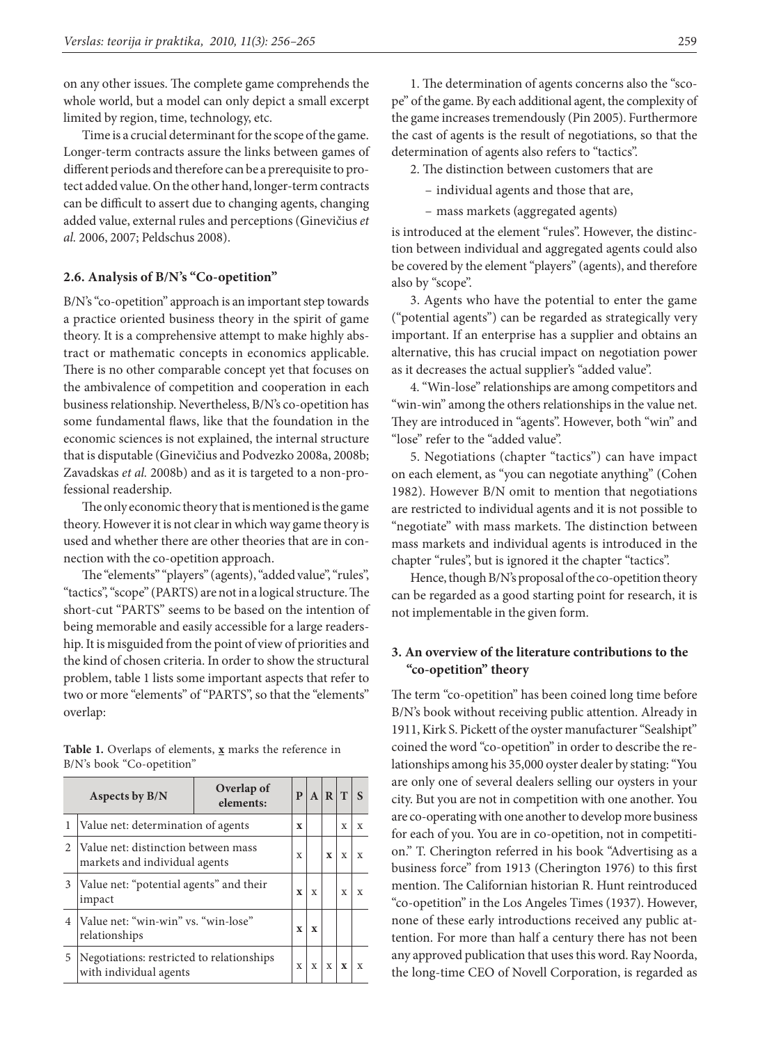on any other issues. The complete game comprehends the whole world, but a model can only depict a small excerpt limited by region, time, technology, etc.

Time is a crucial determinant for the scope of the game. Longer-term contracts assure the links between games of different periods and therefore can be a prerequisite to protect added value. On the other hand, longer-term contracts can be difficult to assert due to changing agents, changing added value, external rules and perceptions (Ginevičius *et al.* 2006, 2007; Peldschus 2008).

### 2.6. Analysis of B/N's "Co-opetition"

B/N's "co-opetition" approach is an important step towards a practice oriented business theory in the spirit of game theory. It is a comprehensive attempt to make highly abstract or mathematic concepts in economics applicable. There is no other comparable concept yet that focuses on the ambivalence of competition and cooperation in each business relationship. Nevertheless, B/N's co-opetition has some fundamental flaws, like that the foundation in the economic sciences is not explained, the internal structure that is disputable (Ginevičius and Podvezko 2008a, 2008b; Zavadskas *et al.* 2008b) and as it is targeted to a non-professional readership.

The only economic theory that is mentioned is the game theory. However it is not clear in which way game theory is used and whether there are other theories that are in connection with the co-opetition approach.

The "elements" "players" (agents), "added value", "rules", "tactics", "scope" (PARTS) are not in a logical structure. The short-cut "PARTS" seems to be based on the intention of being memorable and easily accessible for a large readership. It is misguided from the point of view of priorities and the kind of chosen criteria. In order to show the structural problem, table 1 lists some important aspects that refer to two or more "elements" of "PARTS", so that the "elements" overlap:

**Table 1.** Overlaps of elements, **x** marks the reference in B/N's book "Co-opetition"

| | Aspects by B/N | Overlap of elements: | P | A | R | T | S |
|---|---|---|---|---|---|---|---|
| 1 | Value net: determination of agents | | **x** | | | x | x |
| 2 | Value net: distinction between mass markets and individual agents | | x | | **x** | x | x |
| 3 | Value net: "potential agents" and their impact | | **x** | x | | x | x |
| 4 | Value net: "win-win" vs. "win-lose" relationships | | **x** | **x** | | | |
| 5 | Negotiations: restricted to relationships with individual agents | | x | x | x | **x** | x |

1. The determination of agents concerns also the "scope" of the game. By each additional agent, the complexity of the game increases tremendously (Pin 2005). Furthermore the cast of agents is the result of negotiations, so that the determination of agents also refers to "tactics".

2. The distinction between customers that are
   - individual agents and those that are,
   - mass markets (aggregated agents)

is introduced at the element "rules". However, the distinction between individual and aggregated agents could also be covered by the element "players" (agents), and therefore also by "scope".

3. Agents who have the potential to enter the game ("potential agents") can be regarded as strategically very important. If an enterprise has a supplier and obtains an alternative, this has crucial impact on negotiation power as it decreases the actual supplier's "added value".

4. "Win-lose" relationships are among competitors and "win-win" among the others relationships in the value net. They are introduced in "agents". However, both "win" and "lose" refer to the "added value".

5. Negotiations (chapter "tactics") can have impact on each element, as "you can negotiate anything" (Cohen 1982). However B/N omit to mention that negotiations are restricted to individual agents and it is not possible to "negotiate" with mass markets. The distinction between mass markets and individual agents is introduced in the chapter "rules", but is ignored it the chapter "tactics".

Hence, though B/N's proposal of the co-opetition theory can be regarded as a good starting point for research, it is not implementable in the given form.

## 3. An overview of the literature contributions to the "co-opetition" theory

The term "co-opetition" has been coined long time before B/N's book without receiving public attention. Already in 1911, Kirk S. Pickett of the oyster manufacturer "Sealshipt" coined the word "co-opetition" in order to describe the relationships among his 35,000 oyster dealer by stating: "You are only one of several dealers selling our oysters in your city. But you are not in competition with one another. You are co-operating with one another to develop more business for each of you. You are in co-opetition, not in competition." T. Cherington referred in his book "Advertising as a business force" from 1913 (Cherington 1976) to this first mention. The Californian historian R. Hunt reintroduced "co-opetition" in the Los Angeles Times (1937). However, none of these early introductions received any public attention. For more than half a century there has not been any approved publication that uses this word. Ray Noorda, the long-time CEO of Novell Corporation, is regarded as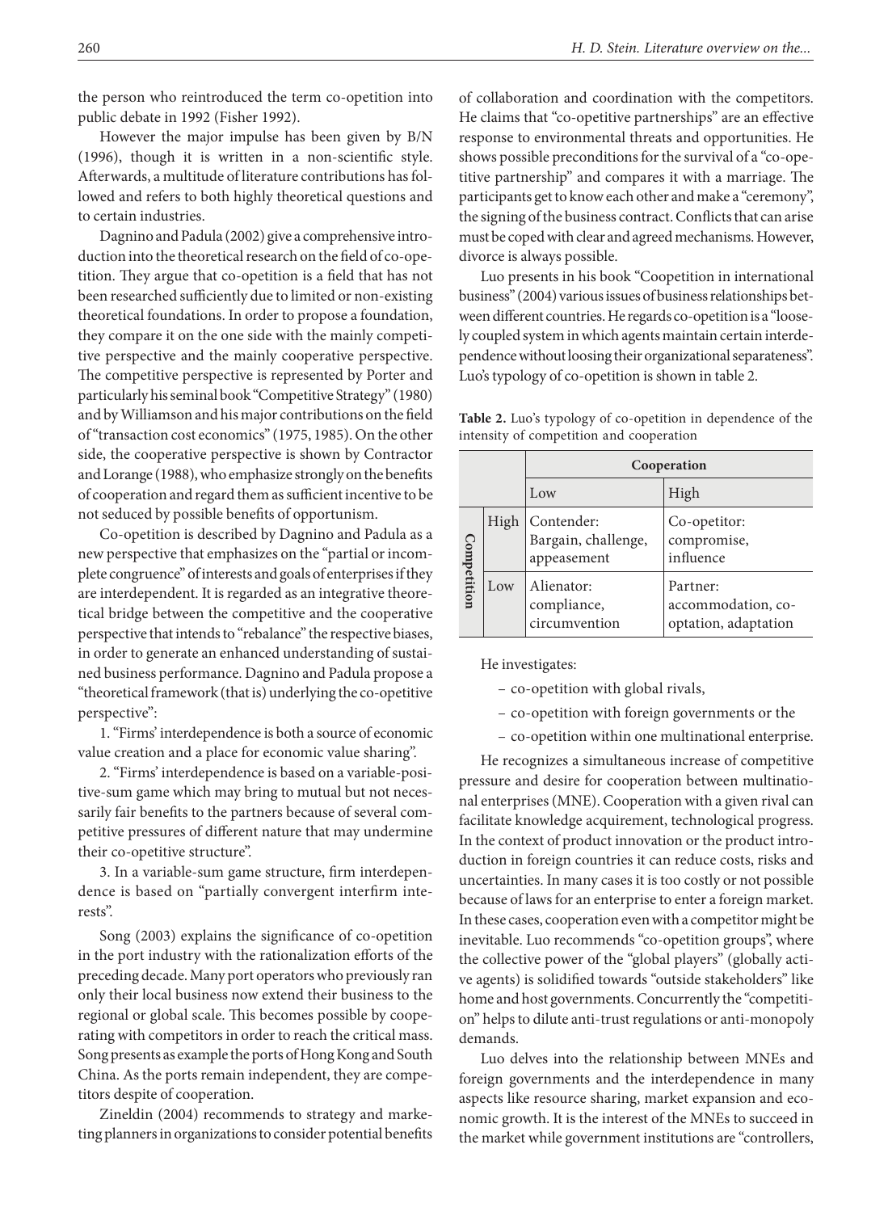the person who reintroduced the term co-opetition into public debate in 1992 (Fisher 1992).

However the major impulse has been given by B/N (1996), though it is written in a non-scientific style. Afterwards, a multitude of literature contributions has followed and refers to both highly theoretical questions and to certain industries.

Dagnino and Padula (2002) give a comprehensive introduction into the theoretical research on the field of co-opetition. They argue that co-opetition is a field that has not been researched sufficiently due to limited or non-existing theoretical foundations. In order to propose a foundation, they compare it on the one side with the mainly competitive perspective and the mainly cooperative perspective. The competitive perspective is represented by Porter and particularly his seminal book "Competitive Strategy" (1980) and by Williamson and his major contributions on the field of "transaction cost economics" (1975, 1985). On the other side, the cooperative perspective is shown by Contractor and Lorange (1988), who emphasize strongly on the benefits of cooperation and regard them as sufficient incentive to be not seduced by possible benefits of opportunism.

Co-opetition is described by Dagnino and Padula as a new perspective that emphasizes on the "partial or incomplete congruence" of interests and goals of enterprises if they are interdependent. It is regarded as an integrative theoretical bridge between the competitive and the cooperative perspective that intends to "rebalance" the respective biases, in order to generate an enhanced understanding of sustained business performance. Dagnino and Padula propose a "theoretical framework (that is) underlying the co-opetitive perspective":

1. "Firms' interdependence is both a source of economic value creation and a place for economic value sharing".

2. "Firms' interdependence is based on a variable-positive-sum game which may bring to mutual but not necessarily fair benefits to the partners because of several competitive pressures of different nature that may undermine their co-opetitive structure".

3. In a variable-sum game structure, firm interdependence is based on "partially convergent interfirm interests".

Song (2003) explains the significance of co-opetition in the port industry with the rationalization efforts of the preceding decade. Many port operators who previously ran only their local business now extend their business to the regional or global scale. This becomes possible by cooperating with competitors in order to reach the critical mass. Song presents as example the ports of Hong Kong and South China. As the ports remain independent, they are competitors despite of cooperation.

Zineldin (2004) recommends to strategy and marketing planners in organizations to consider potential benefits of collaboration and coordination with the competitors. He claims that "co-opetitive partnerships" are an effective response to environmental threats and opportunities. He shows possible preconditions for the survival of a "co-opetitive partnership" and compares it with a marriage. The participants get to know each other and make a "ceremony", the signing of the business contract. Conflicts that can arise must be coped with clear and agreed mechanisms. However, divorce is always possible.

Luo presents in his book "Coopetition in international business" (2004) various issues of business relationships between different countries. He regards co-opetition is a "loosely coupled system in which agents maintain certain interdependence without loosing their organizational separateness". Luo's typology of co-opetition is shown in table 2.

**Table 2.** Luo's typology of co-opetition in dependence of the intensity of competition and cooperation

| | | **Cooperation** | |
|---|---|---|---|
| | | Low | High |
| **Competition** | High | Contender: Bargain, challenge, appeasement | Co-opetitor: compromise, influence |
| | Low | Alienator: compliance, circumvention | Partner: accommodation, co-optation, adaptation |

He investigates:

- co-opetition with global rivals,
- co-opetition with foreign governments or the
- co-opetition within one multinational enterprise.

He recognizes a simultaneous increase of competitive pressure and desire for cooperation between multinational enterprises (MNE). Cooperation with a given rival can facilitate knowledge acquirement, technological progress. In the context of product innovation or the product introduction in foreign countries it can reduce costs, risks and uncertainties. In many cases it is too costly or not possible because of laws for an enterprise to enter a foreign market. In these cases, cooperation even with a competitor might be inevitable. Luo recommends "co-opetition groups", where the collective power of the "global players" (globally active agents) is solidified towards "outside stakeholders" like home and host governments. Concurrently the "competition" helps to dilute anti-trust regulations or anti-monopoly demands.

Luo delves into the relationship between MNEs and foreign governments and the interdependence in many aspects like resource sharing, market expansion and economic growth. It is the interest of the MNEs to succeed in the market while government institutions are "controllers,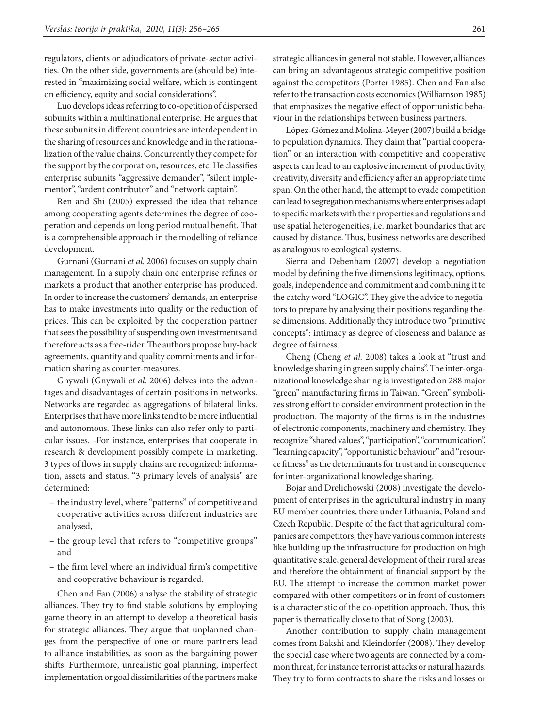regulators, clients or adjudicators of private-sector activities. On the other side, governments are (should be) interested in "maximizing social welfare, which is contingent on efficiency, equity and social considerations".

Luo develops ideas referring to co-opetition of dispersed subunits within a multinational enterprise. He argues that these subunits in different countries are interdependent in the sharing of resources and knowledge and in the rationalization of the value chains. Concurrently they compete for the support by the corporation, resources, etc. He classifies enterprise subunits "aggressive demander", "silent implementor", "ardent contributor" and "network captain".

Ren and Shi (2005) expressed the idea that reliance among cooperating agents determines the degree of cooperation and depends on long period mutual benefit. That is a comprehensible approach in the modelling of reliance development.

Gurnani (Gurnani *et al.* 2006) focuses on supply chain management. In a supply chain one enterprise refines or markets a product that another enterprise has produced. In order to increase the customers' demands, an enterprise has to make investments into quality or the reduction of prices. This can be exploited by the cooperation partner that sees the possibility of suspending own investments and therefore acts as a free-rider. The authors propose buy-back agreements, quantity and quality commitments and information sharing as counter-measures.

Gnywali (Gnywali *et al.* 2006) delves into the advantages and disadvantages of certain positions in networks. Networks are regarded as aggregations of bilateral links. Enterprises that have more links tend to be more influential and autonomous. These links can also refer only to particular issues. -For instance, enterprises that cooperate in research & development possibly compete in marketing. 3 types of flows in supply chains are recognized: information, assets and status. "3 primary levels of analysis" are determined:

- the industry level, where "patterns" of competitive and cooperative activities across different industries are analysed,
- the group level that refers to "competitive groups" and
- the firm level where an individual firm's competitive and cooperative behaviour is regarded.

Chen and Fan (2006) analyse the stability of strategic alliances. They try to find stable solutions by employing game theory in an attempt to develop a theoretical basis for strategic alliances. They argue that unplanned changes from the perspective of one or more partners lead to alliance instabilities, as soon as the bargaining power shifts. Furthermore, unrealistic goal planning, imperfect implementation or goal dissimilarities of the partners make strategic alliances in general not stable. However, alliances can bring an advantageous strategic competitive position against the competitors (Porter 1985). Chen and Fan also refer to the transaction costs economics (Williamson 1985) that emphasizes the negative effect of opportunistic behaviour in the relationships between business partners.

López-Gómez and Molina-Meyer (2007) build a bridge to population dynamics. They claim that "partial cooperation" or an interaction with competitive and cooperative aspects can lead to an explosive increment of productivity, creativity, diversity and efficiency after an appropriate time span. On the other hand, the attempt to evade competition can lead to segregation mechanisms where enterprises adapt to specific markets with their properties and regulations and use spatial heterogeneities, i.e. market boundaries that are caused by distance. Thus, business networks are described as analogous to ecological systems.

Sierra and Debenham (2007) develop a negotiation model by defining the five dimensions legitimacy, options, goals, independence and commitment and combining it to the catchy word "LOGIC". They give the advice to negotiators to prepare by analysing their positions regarding these dimensions. Additionally they introduce two "primitive concepts": intimacy as degree of closeness and balance as degree of fairness.

Cheng (Cheng *et al.* 2008) takes a look at "trust and knowledge sharing in green supply chains". The inter-organizational knowledge sharing is investigated on 288 major "green" manufacturing firms in Taiwan. "Green" symbolizes strong effort to consider environment protection in the production. The majority of the firms is in the industries of electronic components, machinery and chemistry. They recognize "shared values", "participation", "communication", "learning capacity", "opportunistic behaviour" and "resource fitness" as the determinants for trust and in consequence for inter-organizational knowledge sharing.

Bojar and Drelichowski (2008) investigate the development of enterprises in the agricultural industry in many EU member countries, there under Lithuania, Poland and Czech Republic. Despite of the fact that agricultural companies are competitors, they have various common interests like building up the infrastructure for production on high quantitative scale, general development of their rural areas and therefore the obtainment of financial support by the EU. The attempt to increase the common market power compared with other competitors or in front of customers is a characteristic of the co-opetition approach. Thus, this paper is thematically close to that of Song (2003).

Another contribution to supply chain management comes from Bakshi and Kleindorfer (2008). They develop the special case where two agents are connected by a common threat, for instance terrorist attacks or natural hazards. They try to form contracts to share the risks and losses or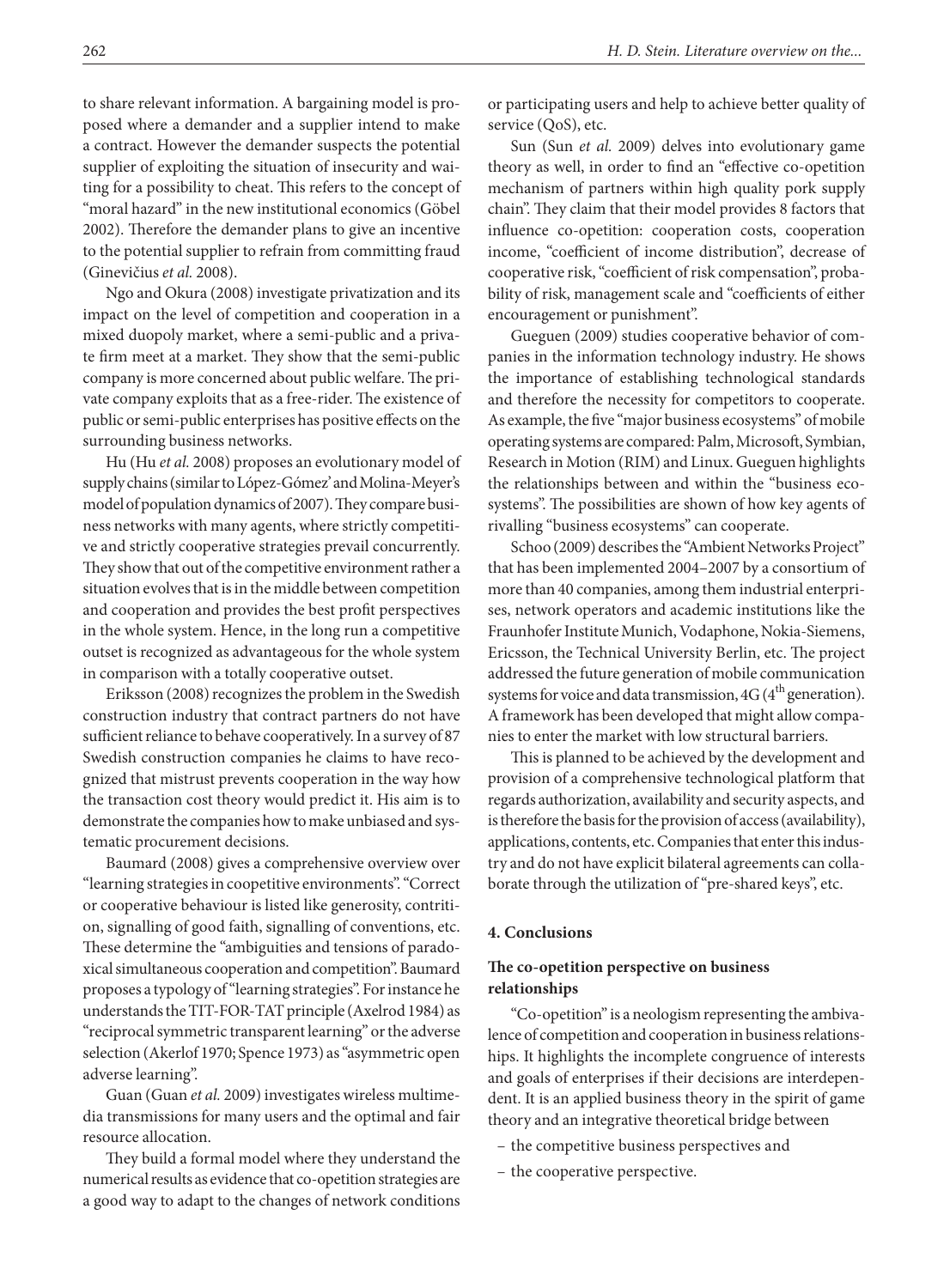to share relevant information. A bargaining model is proposed where a demander and a supplier intend to make a contract. However the demander suspects the potential supplier of exploiting the situation of insecurity and waiting for a possibility to cheat. This refers to the concept of "moral hazard" in the new institutional economics (Göbel 2002). Therefore the demander plans to give an incentive to the potential supplier to refrain from committing fraud (Ginevičius *et al.* 2008).

Ngo and Okura (2008) investigate privatization and its impact on the level of competition and cooperation in a mixed duopoly market, where a semi-public and a private firm meet at a market. They show that the semi-public company is more concerned about public welfare. The private company exploits that as a free-rider. The existence of public or semi-public enterprises has positive effects on the surrounding business networks.

Hu (Hu *et al.* 2008) proposes an evolutionary model of supply chains (similar to López-Gómez' and Molina-Meyer's model of population dynamics of 2007). They compare business networks with many agents, where strictly competitive and strictly cooperative strategies prevail concurrently. They show that out of the competitive environment rather a situation evolves that is in the middle between competition and cooperation and provides the best profit perspectives in the whole system. Hence, in the long run a competitive outset is recognized as advantageous for the whole system in comparison with a totally cooperative outset.

Eriksson (2008) recognizes the problem in the Swedish construction industry that contract partners do not have sufficient reliance to behave cooperatively. In a survey of 87 Swedish construction companies he claims to have recognized that mistrust prevents cooperation in the way how the transaction cost theory would predict it. His aim is to demonstrate the companies how to make unbiased and systematic procurement decisions.

Baumard (2008) gives a comprehensive overview over "learning strategies in coopetitive environments". "Correct or cooperative behaviour is listed like generosity, contrition, signalling of good faith, signalling of conventions, etc. These determine the "ambiguities and tensions of paradoxical simultaneous cooperation and competition". Baumard proposes a typology of "learning strategies". For instance he understands the TIT-FOR-TAT principle (Axelrod 1984) as "reciprocal symmetric transparent learning" or the adverse selection (Akerlof 1970; Spence 1973) as "asymmetric open adverse learning".

Guan (Guan *et al.* 2009) investigates wireless multimedia transmissions for many users and the optimal and fair resource allocation.

They build a formal model where they understand the numerical results as evidence that co-opetition strategies are a good way to adapt to the changes of network conditions or participating users and help to achieve better quality of service (QoS), etc.

Sun (Sun *et al.* 2009) delves into evolutionary game theory as well, in order to find an "effective co-opetition mechanism of partners within high quality pork supply chain". They claim that their model provides 8 factors that influence co-opetition: cooperation costs, cooperation income, "coefficient of income distribution", decrease of cooperative risk, "coefficient of risk compensation", probability of risk, management scale and "coefficients of either encouragement or punishment".

Gueguen (2009) studies cooperative behavior of companies in the information technology industry. He shows the importance of establishing technological standards and therefore the necessity for competitors to cooperate. As example, the five "major business ecosystems" of mobile operating systems are compared: Palm, Microsoft, Symbian, Research in Motion (RIM) and Linux. Gueguen highlights the relationships between and within the "business ecosystems". The possibilities are shown of how key agents of rivalling "business ecosystems" can cooperate.

Schoo (2009) describes the "Ambient Networks Project" that has been implemented 2004–2007 by a consortium of more than 40 companies, among them industrial enterprises, network operators and academic institutions like the Fraunhofer Institute Munich, Vodaphone, Nokia-Siemens, Ericsson, the Technical University Berlin, etc. The project addressed the future generation of mobile communication systems for voice and data transmission, 4G ($4^{th}$ generation). A framework has been developed that might allow companies to enter the market with low structural barriers.

This is planned to be achieved by the development and provision of a comprehensive technological platform that regards authorization, availability and security aspects, and is therefore the basis for the provision of access (availability), applications, contents, etc. Companies that enter this industry and do not have explicit bilateral agreements can collaborate through the utilization of "pre-shared keys", etc.

## 4. Conclusions

### The co-opetition perspective on business relationships

"Co-opetition" is a neologism representing the ambivalence of competition and cooperation in business relationships. It highlights the incomplete congruence of interests and goals of enterprises if their decisions are interdependent. It is an applied business theory in the spirit of game theory and an integrative theoretical bridge between

- the competitive business perspectives and
- the cooperative perspective.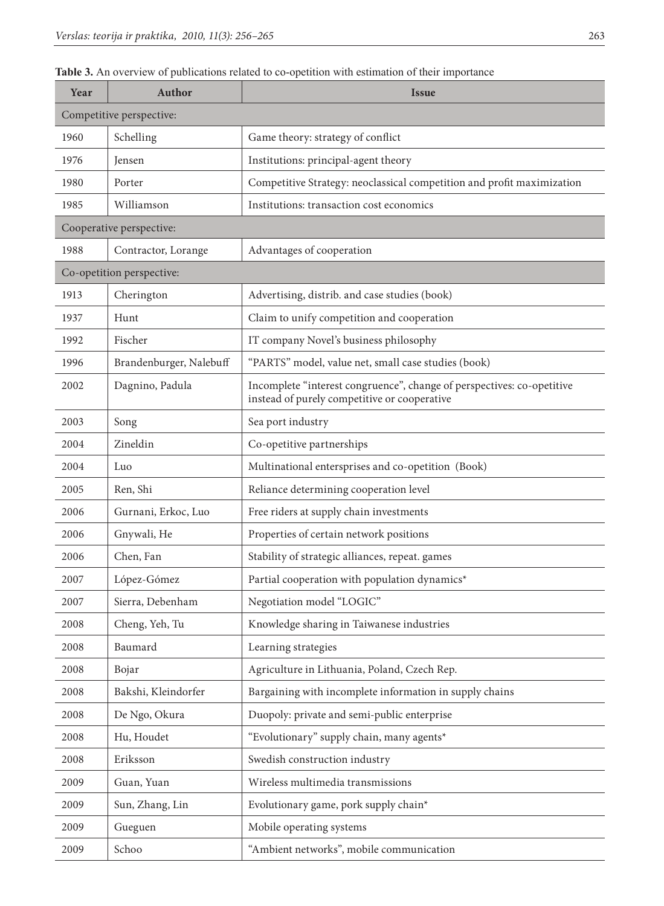**Table 3.** An overview of publications related to co-opetition with estimation of their importance

| Year | Author | Issue |
|---|---|---|
| Competitive perspective: | | |
| 1960 | Schelling | Game theory: strategy of conflict |
| 1976 | Jensen | Institutions: principal-agent theory |
| 1980 | Porter | Competitive Strategy: neoclassical competition and profit maximization |
| 1985 | Williamson | Institutions: transaction cost economics |
| Cooperative perspective: | | |
| 1988 | Contractor, Lorange | Advantages of cooperation |
| Co-opetition perspective: | | |
| 1913 | Cherington | Advertising, distrib. and case studies (book) |
| 1937 | Hunt | Claim to unify competition and cooperation |
| 1992 | Fischer | IT company Novel's business philosophy |
| 1996 | Brandenburger, Nalebuff | "PARTS" model, value net, small case studies (book) |
| 2002 | Dagnino, Padula | Incomplete "interest congruence", change of perspectives: co-opetitive instead of purely competitive or cooperative |
| 2003 | Song | Sea port industry |
| 2004 | Zineldin | Co-opetitive partnerships |
| 2004 | Luo | Multinational enterpsrises and co-opetition (Book) |
| 2005 | Ren, Shi | Reliance determining cooperation level |
| 2006 | Gurnani, Erkoc, Luo | Free riders at supply chain investments |
| 2006 | Gnywali, He | Properties of certain network positions |
| 2006 | Chen, Fan | Stability of strategic alliances, repeat. games |
| 2007 | López-Gómez | Partial cooperation with population dynamics* |
| 2007 | Sierra, Debenham | Negotiation model "LOGIC" |
| 2008 | Cheng, Yeh, Tu | Knowledge sharing in Taiwanese industries |
| 2008 | Baumard | Learning strategies |
| 2008 | Bojar | Agriculture in Lithuania, Poland, Czech Rep. |
| 2008 | Bakshi, Kleindorfer | Bargaining with incomplete information in supply chains |
| 2008 | De Ngo, Okura | Duopoly: private and semi-public enterprise |
| 2008 | Hu, Houdet | "Evolutionary" supply chain, many agents* |
| 2008 | Eriksson | Swedish construction industry |
| 2009 | Guan, Yuan | Wireless multimedia transmissions |
| 2009 | Sun, Zhang, Lin | Evolutionary game, pork supply chain* |
| 2009 | Gueguen | Mobile operating systems |
| 2009 | Schoo | "Ambient networks", mobile communication |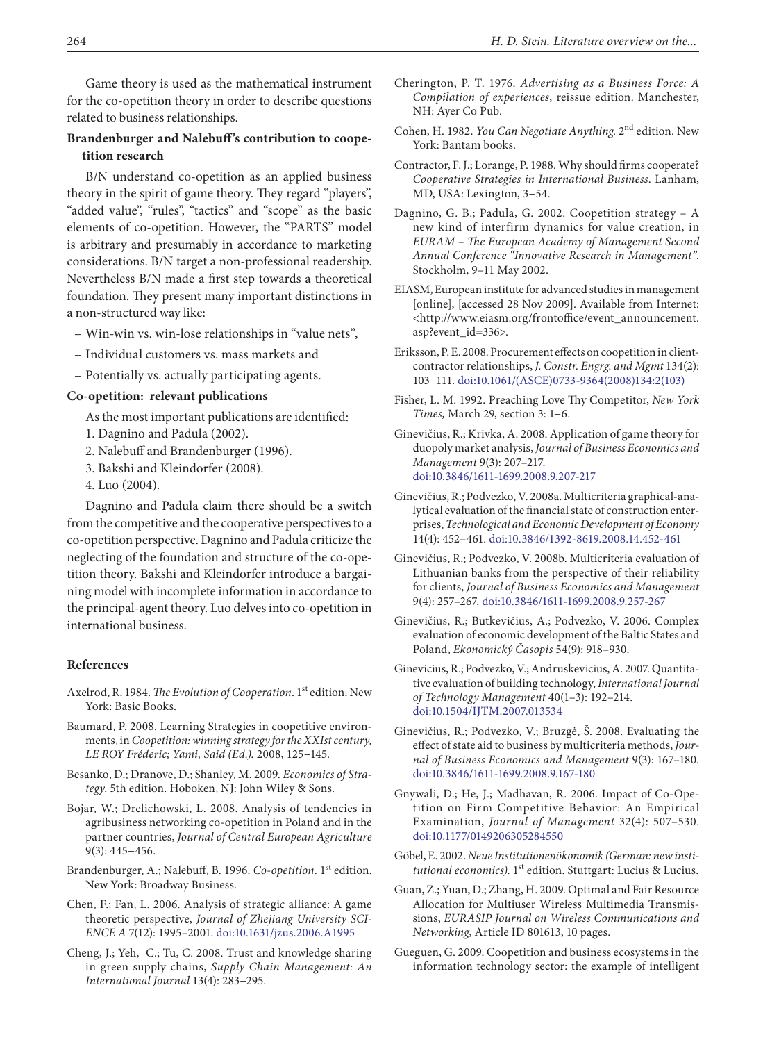Game theory is used as the mathematical instrument for the co-opetition theory in order to describe questions related to business relationships.

### Brandenburger and Nalebuff's contribution to coopetition research

B/N understand co-opetition as an applied business theory in the spirit of game theory. They regard "players", "added value", "rules", "tactics" and "scope" as the basic elements of co-opetition. However, the "PARTS" model is arbitrary and presumably in accordance to marketing considerations. B/N target a non-professional readership. Nevertheless B/N made a first step towards a theoretical foundation. They present many important distinctions in a non-structured way like:

- Win-win vs. win-lose relationships in "value nets",
- Individual customers vs. mass markets and
- Potentially vs. actually participating agents.

### Co-opetition: relevant publications

As the most important publications are identified:

1. Dagnino and Padula (2002).
2. Nalebuff and Brandenburger (1996).
3. Bakshi and Kleindorfer (2008).
4. Luo (2004).

Dagnino and Padula claim there should be a switch from the competitive and the cooperative perspectives to a co-opetition perspective. Dagnino and Padula criticize the neglecting of the foundation and structure of the co-opetition theory. Bakshi and Kleindorfer introduce a bargaining model with incomplete information in accordance to the principal-agent theory. Luo delves into co-opetition in international business.

## References

Axelrod, R. 1984. *The Evolution of Cooperation*. 1st edition. New York: Basic Books.

Baumard, P. 2008. Learning Strategies in coopetitive environments, in *Coopetition: winning strategy for the XXIst century, LE ROY Fréderic; Yami, Said (Ed.).* 2008, 125–145.

Besanko, D.; Dranove, D.; Shanley, M. 2009. *Economics of Strategy*. 5th edition. Hoboken, NJ: John Wiley & Sons.

Bojar, W.; Drelichowski, L. 2008. Analysis of tendencies in agribusiness networking co-opetition in Poland and in the partner countries, *Journal of Central European Agriculture* 9(3): 445–456.

Brandenburger, A.; Nalebuff, B. 1996. *Co-opetition*. 1st edition. New York: Broadway Business.

Chen, F.; Fan, L. 2006. Analysis of strategic alliance: A game theoretic perspective, *Journal of Zhejiang University SCIENCE A* 7(12): 1995–2001. doi:10.1631/jzus.2006.A1995

Cheng, J.; Yeh, C.; Tu, C. 2008. Trust and knowledge sharing in green supply chains, *Supply Chain Management: An International Journal* 13(4): 283–295.

Cherington, P. T. 1976. *Advertising as a Business Force: A Compilation of experiences*, reissue edition. Manchester, NH: Ayer Co Pub.

Cohen, H. 1982. *You Can Negotiate Anything.* 2nd edition. New York: Bantam books.

Contractor, F. J.; Lorange, P. 1988. Why should firms cooperate? *Cooperative Strategies in International Business.* Lanham, MD, USA: Lexington, 3–54.

Dagnino, G. B.; Padula, G. 2002. Coopetition strategy – A new kind of interfirm dynamics for value creation, in *EURAM – The European Academy of Management Second Annual Conference "Innovative Research in Management"*. Stockholm, 9–11 May 2002.

EIASM, European institute for advanced studies in management [online], [accessed 28 Nov 2009]. Available from Internet: <http://www.eiasm.org/frontoffice/event_announcement.asp?event_id=336>.

Eriksson, P. E. 2008. Procurement effects on coopetition in client-contractor relationships, *J. Constr. Engrg. and Mgmt* 134(2): 103–111. doi:10.1061/(ASCE)0733-9364(2008)134:2(103)

Fisher, L. M. 1992. Preaching Love Thy Competitor, *New York Times,* March 29, section 3: 1–6.

Ginevičius, R.; Krivka, A. 2008. Application of game theory for duopoly market analysis, *Journal of Business Economics and Management* 9(3): 207–217. doi:10.3846/1611-1699.2008.9.207-217

Ginevičius, R.; Podvezko, V. 2008a. Multicriteria graphical-analytical evaluation of the financial state of construction enterprises, *Technological and Economic Development of Economy* 14(4): 452–461. doi:10.3846/1392-8619.2008.14.452-461

Ginevičius, R.; Podvezko, V. 2008b. Multicriteria evaluation of Lithuanian banks from the perspective of their reliability for clients, *Journal of Business Economics and Management* 9(4): 257–267. doi:10.3846/1611-1699.2008.9.257-267

Ginevičius, R.; Butkevičius, A.; Podvezko, V. 2006. Complex evaluation of economic development of the Baltic States and Poland, *Ekonomický Časopis* 54(9): 918–930.

Ginevicius, R.; Podvezko, V.; Andruskevicius, A. 2007. Quantitative evaluation of building technology, *International Journal of Technology Management* 40(1–3): 192–214. doi:10.1504/IJTM.2007.013534

Ginevičius, R.; Podvezko, V.; Bruzgė, Š. 2008. Evaluating the effect of state aid to business by multicriteria methods, *Journal of Business Economics and Management* 9(3): 167–180. doi:10.3846/1611-1699.2008.9.167-180

Gnywali, D.; He, J.; Madhavan, R. 2006. Impact of Co-Opetition on Firm Competitive Behavior: An Empirical Examination, *Journal of Management* 32(4): 507–530. doi:10.1177/0149206305284550

Göbel, E. 2002. *Neue Institutionenökonomik (German: new institutional economics).* 1st edition. Stuttgart: Lucius & Lucius.

Guan, Z.; Yuan, D.; Zhang, H. 2009. Optimal and Fair Resource Allocation for Multiuser Wireless Multimedia Transmissions, *EURASIP Journal on Wireless Communications and Networking*, Article ID 801613, 10 pages.

Gueguen, G. 2009. Coopetition and business ecosystems in the information technology sector: the example of intelligent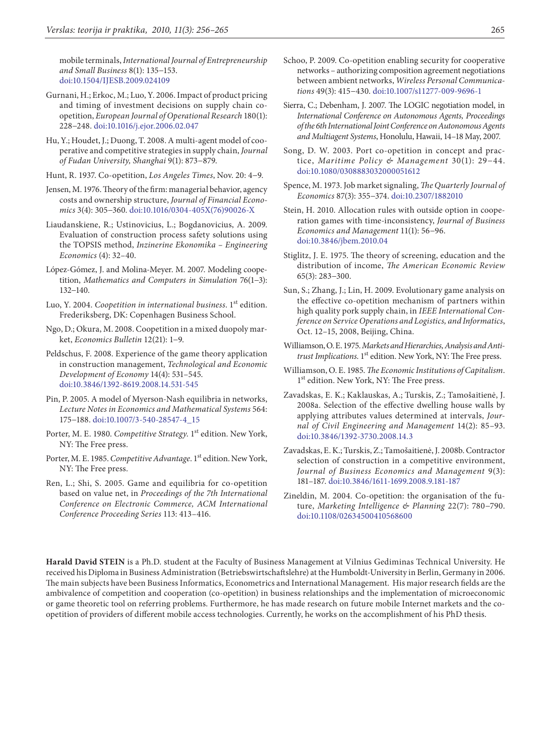mobile terminals, *International Journal of Entrepreneurship and Small Business* 8(1): 135–153. doi:10.1504/IJESB.2009.024109

Gurnani, H.; Erkoc, M.; Luo, Y. 2006. Impact of product pricing and timing of investment decisions on supply chain co-opetition, *European Journal of Operational Research* 180(1): 228–248. doi:10.1016/j.ejor.2006.02.047

Hu, Y.; Houdet, J.; Duong, T. 2008. A multi-agent model of cooperative and competitive strategies in supply chain, *Journal of Fudan University, Shanghai* 9(1): 873–879.

Hunt, R. 1937. Co-opetition, *Los Angeles Times*, Nov. 20: 4–9.

Jensen, M. 1976. Theory of the firm: managerial behavior, agency costs and ownership structure, *Journal of Financial Economics* 3(4): 305–360. doi:10.1016/0304-405X(76)90026-X

Liaudanskiene, R.; Ustinovicius, L.; Bogdanovicius, A. 2009. Evaluation of construction process safety solutions using the TOPSIS method, *Inzinerine Ekonomika – Engineering Economics* (4): 32–40.

López-Gómez, J. and Molina-Meyer. M. 2007. Modeling coopetition, *Mathematics and Computers in Simulation* 76(1–3): 132–140.

Luo, Y. 2004. *Coopetition in international business*. 1st edition. Frederiksberg, DK: Copenhagen Business School.

Ngo, D.; Okura, M. 2008. Coopetition in a mixed duopoly market, *Economics Bulletin* 12(21): 1–9.

Peldschus, F. 2008. Experience of the game theory application in construction management, *Technological and Economic Development of Economy* 14(4): 531–545. doi:10.3846/1392-8619.2008.14.531-545

Pin, P. 2005. A model of Myerson-Nash equilibria in networks, *Lecture Notes in Economics and Mathematical Systems* 564: 175–188. doi:10.1007/3-540-28547-4_15

Porter, M. E. 1980. *Competitive Strategy*. 1st edition. New York, NY: The Free press.

Porter, M. E. 1985. *Competitive Advantage*. 1st edition. New York, NY: The Free press.

Ren, L.; Shi, S. 2005. Game and equilibria for co-opetition based on value net, in *Proceedings of the 7th International Conference on Electronic Commerce, ACM International Conference Proceeding Series* 113: 413–416.

Schoo, P. 2009. Co-opetition enabling security for cooperative networks – authorizing composition agreement negotiations between ambient networks, *Wireless Personal Communications* 49(3): 415–430. doi:10.1007/s11277-009-9696-1

Sierra, C.; Debenham, J. 2007. The LOGIC negotiation model, in *International Conference on Autonomous Agents, Proceedings of the 6th International Joint Conference on Autonomous Agents and Multiagent Systems*, Honolulu, Hawaii, 14–18 May, 2007.

Song, D. W. 2003. Port co-opetition in concept and practice, *Maritime Policy & Management* 30(1): 29–44. doi:10.1080/0308883032000051612

Spence, M. 1973. Job market signaling, *The Quarterly Journal of Economics* 87(3): 355–374. doi:10.2307/1882010

Stein, H. 2010. Allocation rules with outside option in cooperation games with time-inconsistency, *Journal of Business Economics and Management* 11(1): 56–96. doi:10.3846/jbem.2010.04

Stiglitz, J. E. 1975. The theory of screening, education and the distribution of income, *The American Economic Review* 65(3): 283–300.

Sun, S.; Zhang, J.; Lin, H. 2009. Evolutionary game analysis on the effective co-opetition mechanism of partners within high quality pork supply chain, in *IEEE International Conference on Service Operations and Logistics, and Informatics*, Oct. 12–15, 2008, Beijing, China.

Williamson, O. E. 1975. *Markets and Hierarchies, Analysis and Antitrust Implications*. 1st edition. New York, NY: The Free press.

Williamson, O. E. 1985. *The Economic Institutions of Capitalism*. 1st edition. New York, NY: The Free press.

Zavadskas, E. K.; Kaklauskas, A.; Turskis, Z.; Tamošaitienė, J. 2008a. Selection of the effective dwelling house walls by applying attributes values determined at intervals, *Journal of Civil Engineering and Management* 14(2): 85–93. doi:10.3846/1392-3730.2008.14.3

Zavadskas, E. K.; Turskis, Z.; Tamošaitienė, J. 2008b. Contractor selection of construction in a competitive environment, *Journal of Business Economics and Management* 9(3): 181–187. doi:10.3846/1611-1699.2008.9.181-187

Zineldin, M. 2004. Co-opetition: the organisation of the future, *Marketing Intelligence & Planning* 22(7): 780–790. doi:10.1108/02634500410568600

**Harald David STEIN** is a Ph.D. student at the Faculty of Business Management at Vilnius Gediminas Technical University. He received his Diploma in Business Administration (Betriebswirtschaftslehre) at the Humboldt-University in Berlin, Germany in 2006. The main subjects have been Business Informatics, Econometrics and International Management. His major research fields are the ambivalence of competition and cooperation (co-opetition) in business relationships and the implementation of microeconomic or game theoretic tool on referring problems. Furthermore, he has made research on future mobile Internet markets and the co-opetition of providers of different mobile access technologies. Currently, he works on the accomplishment of his PhD thesis.